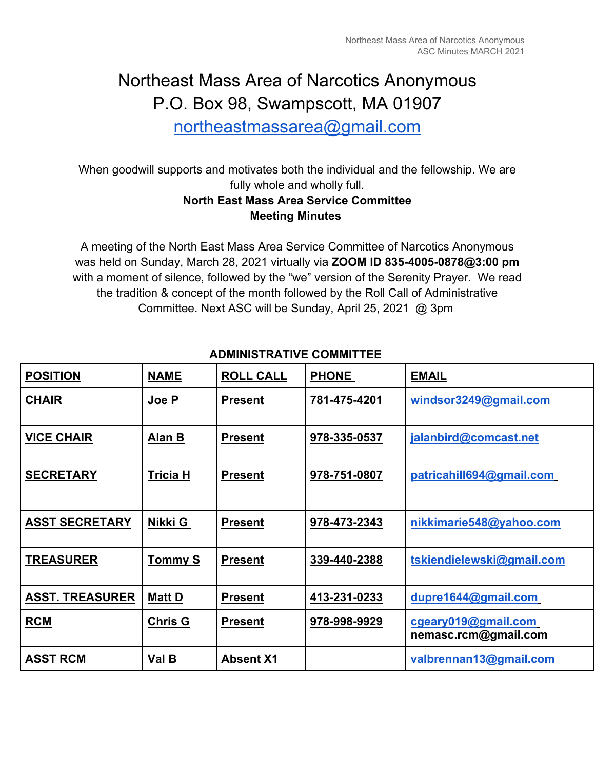# Northeast Mass Area of Narcotics Anonymous
# P.O. Box 98, Swampscott, MA 01907
# northeastmassarea@gmail.com

When goodwill supports and motivates both the individual and the fellowship. We are fully whole and wholly full.

**North East Mass Area Service Committee**
**Meeting Minutes**

A meeting of the North East Mass Area Service Committee of Narcotics Anonymous was held on Sunday, March 28, 2021 virtually via **ZOOM ID 835-4005-0878@3:00 pm** with a moment of silence, followed by the "we" version of the Serenity Prayer. We read the tradition & concept of the month followed by the Roll Call of Administrative Committee. Next ASC will be Sunday, April 25, 2021 @ 3pm

**ADMINISTRATIVE COMMITTEE**

| POSITION | NAME | ROLL CALL | PHONE | EMAIL |
|---|---|---|---|---|
| CHAIR | Joe P | Present | 781-475-4201 | windsor3249@gmail.com |
| VICE CHAIR | Alan B | Present | 978-335-0537 | jalanbird@comcast.net |
| SECRETARY | Tricia H | Present | 978-751-0807 | patricahill694@gmail.com |
| ASST SECRETARY | Nikki G | Present | 978-473-2343 | nikkimarie548@yahoo.com |
| TREASURER | Tommy S | Present | 339-440-2388 | tskiendielewski@gmail.com |
| ASST. TREASURER | Matt D | Present | 413-231-0233 | dupre1644@gmail.com |
| RCM | Chris G | Present | 978-998-9929 | cgeary019@gmail.com nemasc.rcm@gmail.com |
| ASST RCM | Val B | Absent X1 | | valbrennan13@gmail.com |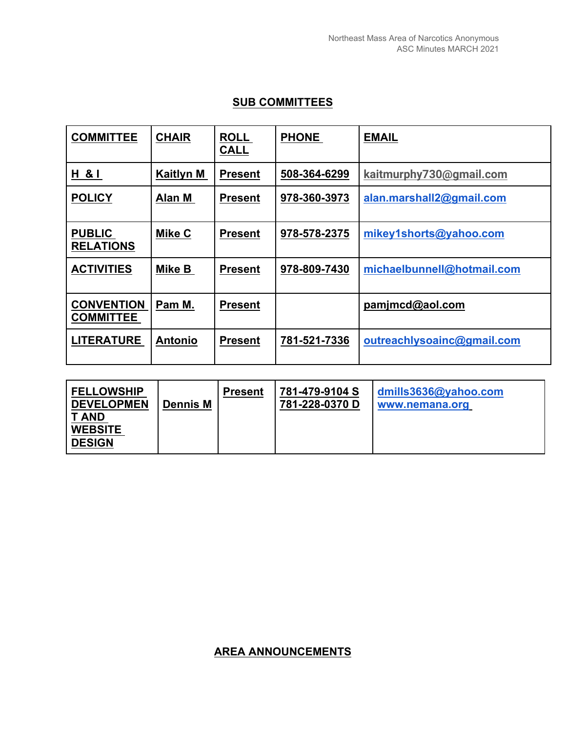## SUB COMMITTEES

| COMMITTEE | CHAIR | ROLL CALL | PHONE | EMAIL |
|---|---|---|---|---|
| H & I | Kaitlyn M | Present | 508-364-6299 | kaitmurphy730@gmail.com |
| POLICY | Alan M | Present | 978-360-3973 | alan.marshall2@gmail.com |
| PUBLIC RELATIONS | Mike C | Present | 978-578-2375 | mikey1shorts@yahoo.com |
| ACTIVITIES | Mike B | Present | 978-809-7430 | michaelbunnell@hotmail.com |
| CONVENTION COMMITTEE | Pam M. | Present | | pamjmcd@aol.com |
| LITERATURE | Antonio | Present | 781-521-7336 | outreachlysoainc@gmail.com |
| FELLOWSHIP DEVELOPMENT AND WEBSITE DESIGN | Dennis M | Present | 781-479-9104 S<br>781-228-0370 D | dmills3636@yahoo.com<br>www.nemana.org |

## AREA ANNOUNCEMENTS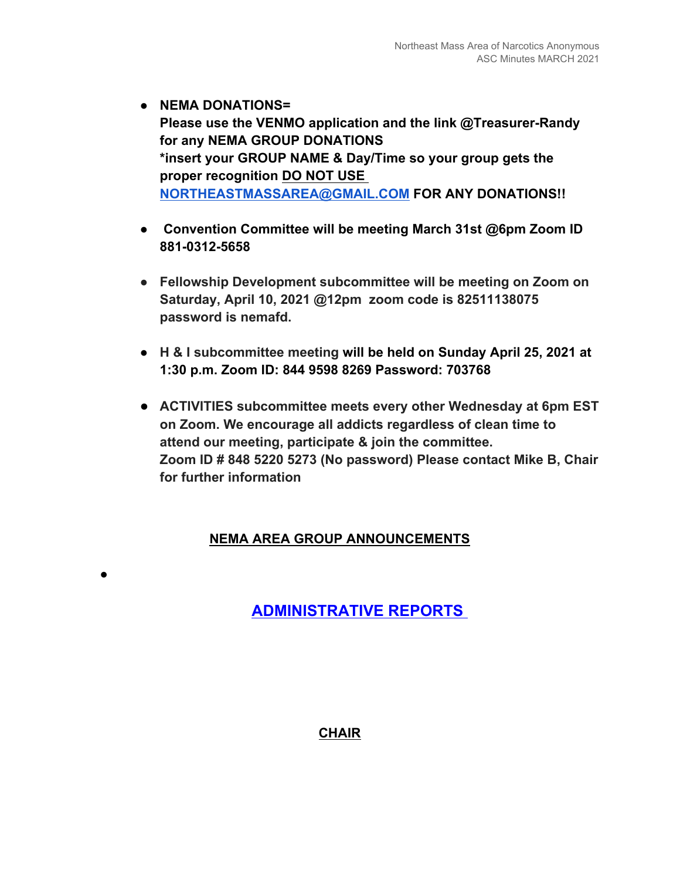- **NEMA DONATIONS=**
  **Please use the VENMO application and the link @Treasurer-Randy for any NEMA GROUP DONATIONS**
  ***insert your GROUP NAME & Day/Time so your group gets the proper recognition DO NOT USE [NORTHEASTMASSAREA@GMAIL.COM](mailto:NORTHEASTMASSAREA@GMAIL.COM) FOR ANY DONATIONS!!**

- **Convention Committee will be meeting March 31st @6pm Zoom ID 881-0312-5658**

- **Fellowship Development subcommittee will be meeting on Zoom on Saturday, April 10, 2021 @12pm zoom code is 82511138075 password is nemafd.**

- **H & I subcommittee meeting will be held on Sunday April 25, 2021 at 1:30 p.m. Zoom ID: 844 9598 8269 Password: 703768**

- **ACTIVITIES subcommittee meets every other Wednesday at 6pm EST on Zoom. We encourage all addicts regardless of clean time to attend our meeting, participate & join the committee.**
  **Zoom ID # 848 5220 5273 (No password) Please contact Mike B, Chair for further information**

## NEMA AREA GROUP ANNOUNCEMENTS

- 

## ADMINISTRATIVE REPORTS

### CHAIR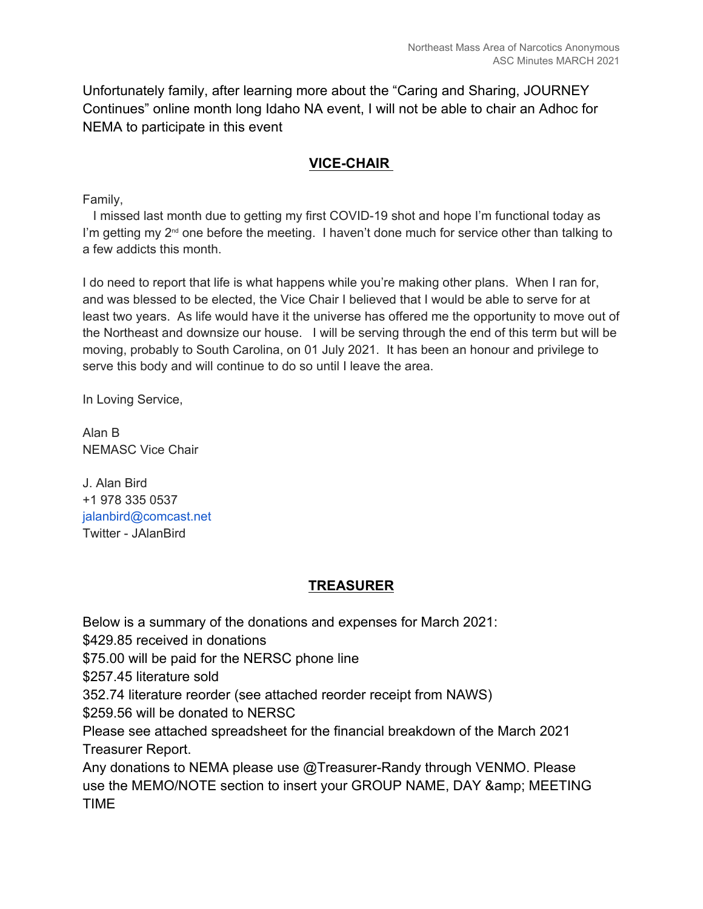Unfortunately family, after learning more about the "Caring and Sharing, JOURNEY Continues" online month long Idaho NA event, I will not be able to chair an Adhoc for NEMA to participate in this event

## VICE-CHAIR

Family,

I missed last month due to getting my first COVID-19 shot and hope I'm functional today as I'm getting my 2nd one before the meeting. I haven't done much for service other than talking to a few addicts this month.

I do need to report that life is what happens while you're making other plans. When I ran for, and was blessed to be elected, the Vice Chair I believed that I would be able to serve for at least two years. As life would have it the universe has offered me the opportunity to move out of the Northeast and downsize our house. I will be serving through the end of this term but will be moving, probably to South Carolina, on 01 July 2021. It has been an honour and privilege to serve this body and will continue to do so until I leave the area.

In Loving Service,

Alan B
NEMASC Vice Chair

J. Alan Bird
+1 978 335 0537
jalanbird@comcast.net
Twitter - JAlanBird

## TREASURER

Below is a summary of the donations and expenses for March 2021:
$429.85 received in donations
$75.00 will be paid for the NERSC phone line
$257.45 literature sold
352.74 literature reorder (see attached reorder receipt from NAWS)
$259.56 will be donated to NERSC
Please see attached spreadsheet for the financial breakdown of the March 2021 Treasurer Report.
Any donations to NEMA please use @Treasurer-Randy through VENMO. Please use the MEMO/NOTE section to insert your GROUP NAME, DAY &amp; MEETING TIME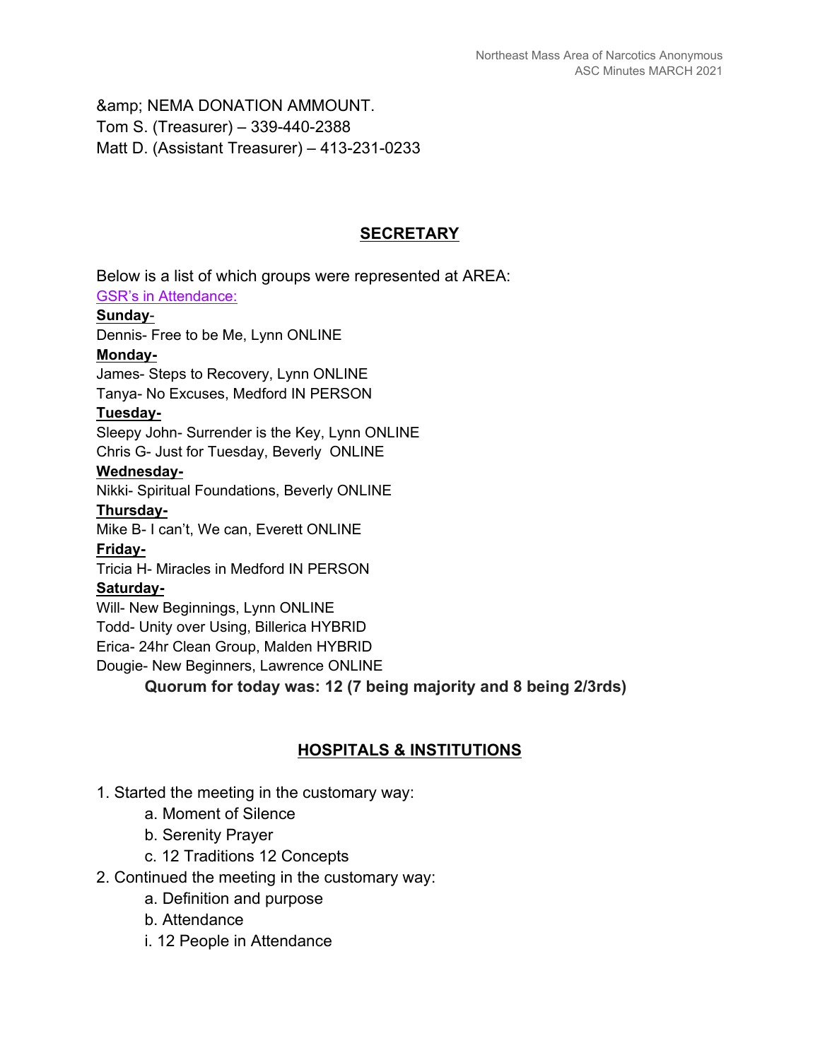&amp; NEMA DONATION AMMOUNT.
Tom S. (Treasurer) – 339-440-2388
Matt D. (Assistant Treasurer) – 413-231-0233

## SECRETARY

Below is a list of which groups were represented at AREA:

GSR's in Attendance:

**Sunday**-
Dennis- Free to be Me, Lynn ONLINE

**Monday-**
James- Steps to Recovery, Lynn ONLINE
Tanya- No Excuses, Medford IN PERSON

**Tuesday-**
Sleepy John- Surrender is the Key, Lynn ONLINE
Chris G- Just for Tuesday, Beverly ONLINE

**Wednesday-**
Nikki- Spiritual Foundations, Beverly ONLINE

**Thursday-**
Mike B- I can't, We can, Everett ONLINE

**Friday-**
Tricia H- Miracles in Medford IN PERSON

**Saturday-**
Will- New Beginnings, Lynn ONLINE
Todd- Unity over Using, Billerica HYBRID
Erica- 24hr Clean Group, Malden HYBRID
Dougie- New Beginners, Lawrence ONLINE

**Quorum for today was: 12 (7 being majority and 8 being 2/3rds)**

## HOSPITALS & INSTITUTIONS

1. Started the meeting in the customary way:
   a. Moment of Silence
   b. Serenity Prayer
   c. 12 Traditions 12 Concepts
2. Continued the meeting in the customary way:
   a. Definition and purpose
   b. Attendance
   i. 12 People in Attendance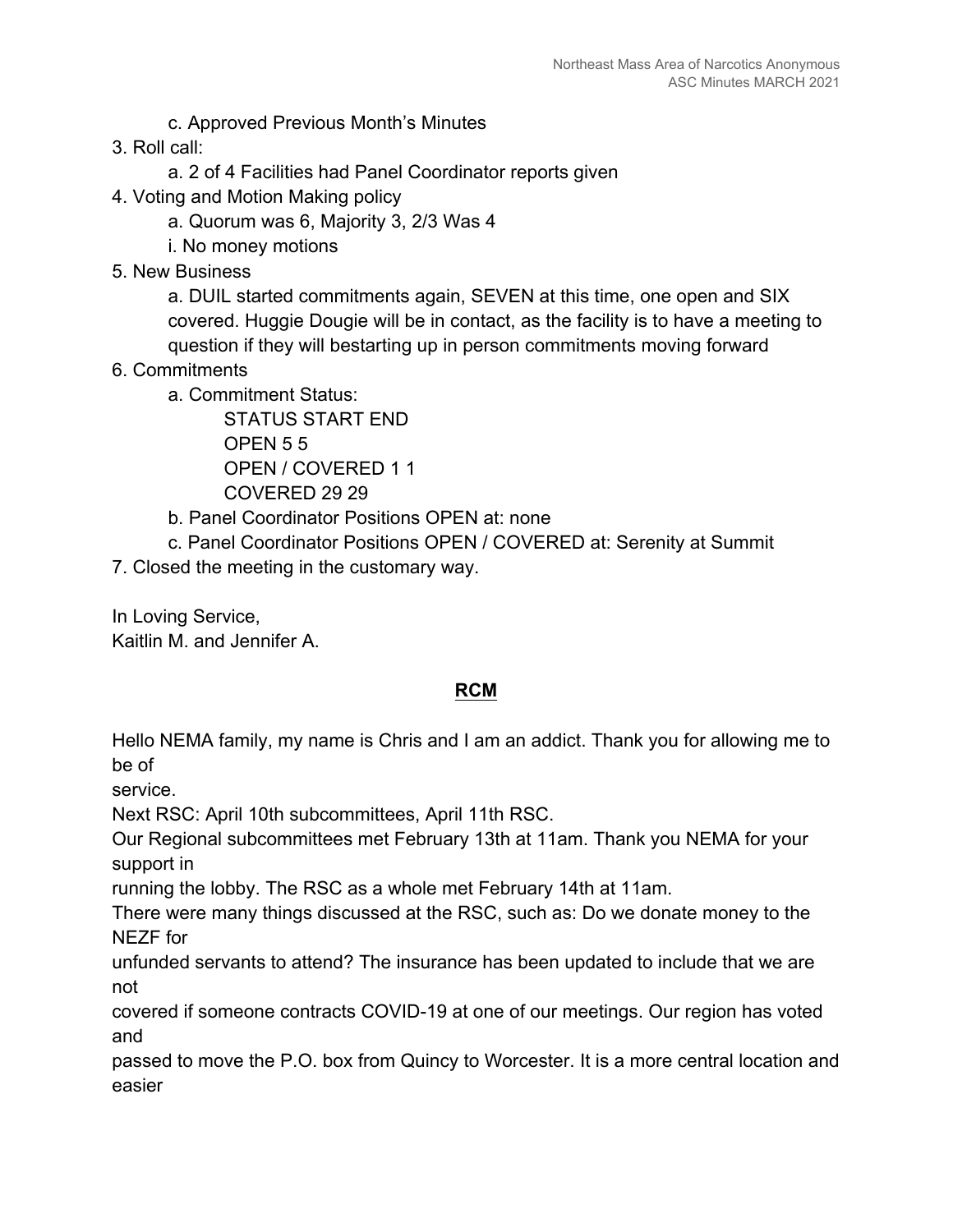c. Approved Previous Month's Minutes

3. Roll call:
    a. 2 of 4 Facilities had Panel Coordinator reports given
4. Voting and Motion Making policy
    a. Quorum was 6, Majority 3, 2/3 Was 4
    i. No money motions
5. New Business
    a. DUIL started commitments again, SEVEN at this time, one open and SIX covered. Huggie Dougie will be in contact, as the facility is to have a meeting to question if they will bestarting up in person commitments moving forward
6. Commitments
    a. Commitment Status:

| STATUS | START | END |
|---|---|---|
| OPEN | 5 | 5 |
| OPEN / COVERED | 1 | 1 |
| COVERED | 29 | 29 |

    b. Panel Coordinator Positions OPEN at: none
    c. Panel Coordinator Positions OPEN / COVERED at: Serenity at Summit
7. Closed the meeting in the customary way.

In Loving Service,
Kaitlin M. and Jennifer A.

## RCM

Hello NEMA family, my name is Chris and I am an addict. Thank you for allowing me to be of service.

Next RSC: April 10th subcommittees, April 11th RSC.

Our Regional subcommittees met February 13th at 11am. Thank you NEMA for your support in running the lobby. The RSC as a whole met February 14th at 11am.

There were many things discussed at the RSC, such as: Do we donate money to the NEZF for unfunded servants to attend? The insurance has been updated to include that we are not covered if someone contracts COVID-19 at one of our meetings. Our region has voted and passed to move the P.O. box from Quincy to Worcester. It is a more central location and easier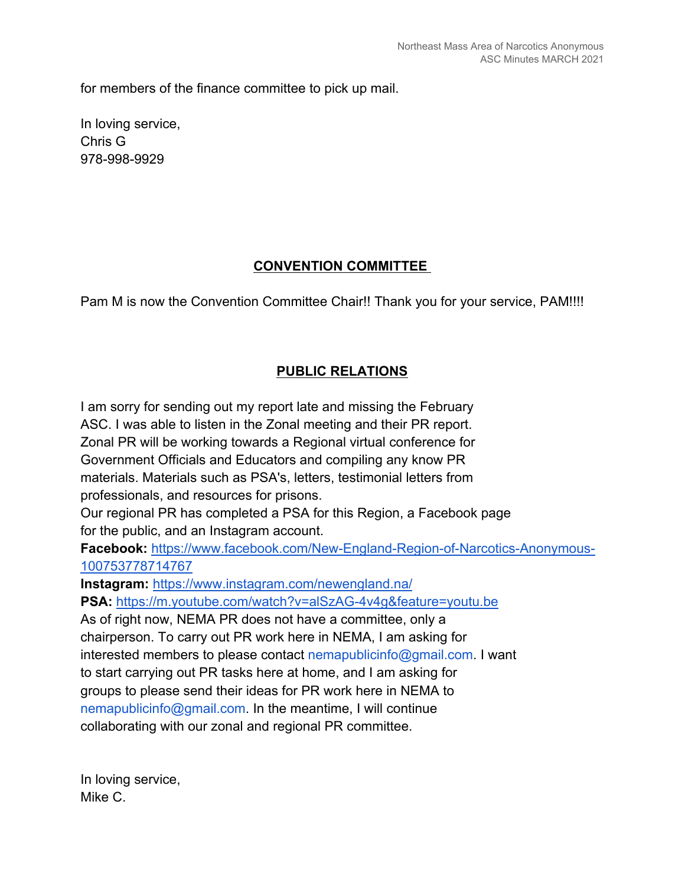for members of the finance committee to pick up mail.

In loving service,
Chris G
978-998-9929

## **CONVENTION COMMITTEE**

Pam M is now the Convention Committee Chair!! Thank you for your service, PAM!!!!

## **PUBLIC RELATIONS**

I am sorry for sending out my report late and missing the February ASC. I was able to listen in the Zonal meeting and their PR report. Zonal PR will be working towards a Regional virtual conference for Government Officials and Educators and compiling any know PR materials. Materials such as PSA's, letters, testimonial letters from professionals, and resources for prisons.
Our regional PR has completed a PSA for this Region, a Facebook page for the public, and an Instagram account.
**Facebook:** https://www.facebook.com/New-England-Region-of-Narcotics-Anonymous-100753778714767
**Instagram:** https://www.instagram.com/newengland.na/
**PSA:** https://m.youtube.com/watch?v=alSzAG-4v4g&feature=youtu.be
As of right now, NEMA PR does not have a committee, only a chairperson. To carry out PR work here in NEMA, I am asking for interested members to please contact nemapublicinfo@gmail.com. I want to start carrying out PR tasks here at home, and I am asking for groups to please send their ideas for PR work here in NEMA to nemapublicinfo@gmail.com. In the meantime, I will continue collaborating with our zonal and regional PR committee.

In loving service,
Mike C.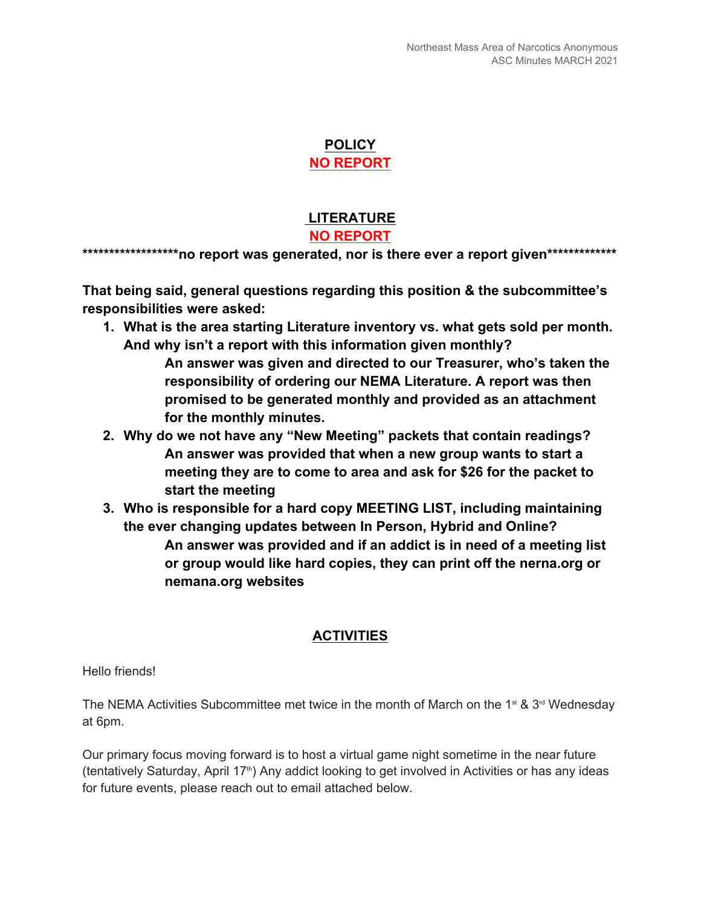## POLICY

**NO REPORT**

## LITERATURE

**NO REPORT**

********************no report was generated, nor is there ever a report given*************

**That being said, general questions regarding this position & the subcommittee's responsibilities were asked:**

1. **What is the area starting Literature inventory vs. what gets sold per month. And why isn't a report with this information given monthly?**

   **An answer was given and directed to our Treasurer, who's taken the responsibility of ordering our NEMA Literature. A report was then promised to be generated monthly and provided as an attachment for the monthly minutes.**

2. **Why do we not have any "New Meeting" packets that contain readings?**

   **An answer was provided that when a new group wants to start a meeting they are to come to area and ask for $26 for the packet to start the meeting**

3. **Who is responsible for a hard copy MEETING LIST, including maintaining the ever changing updates between In Person, Hybrid and Online?**

   **An answer was provided and if an addict is in need of a meeting list or group would like hard copies, they can print off the nerna.org or nemana.org websites**

## ACTIVITIES

Hello friends!

The NEMA Activities Subcommittee met twice in the month of March on the 1st & 3rd Wednesday at 6pm.

Our primary focus moving forward is to host a virtual game night sometime in the near future (tentatively Saturday, April 17th) Any addict looking to get involved in Activities or has any ideas for future events, please reach out to email attached below.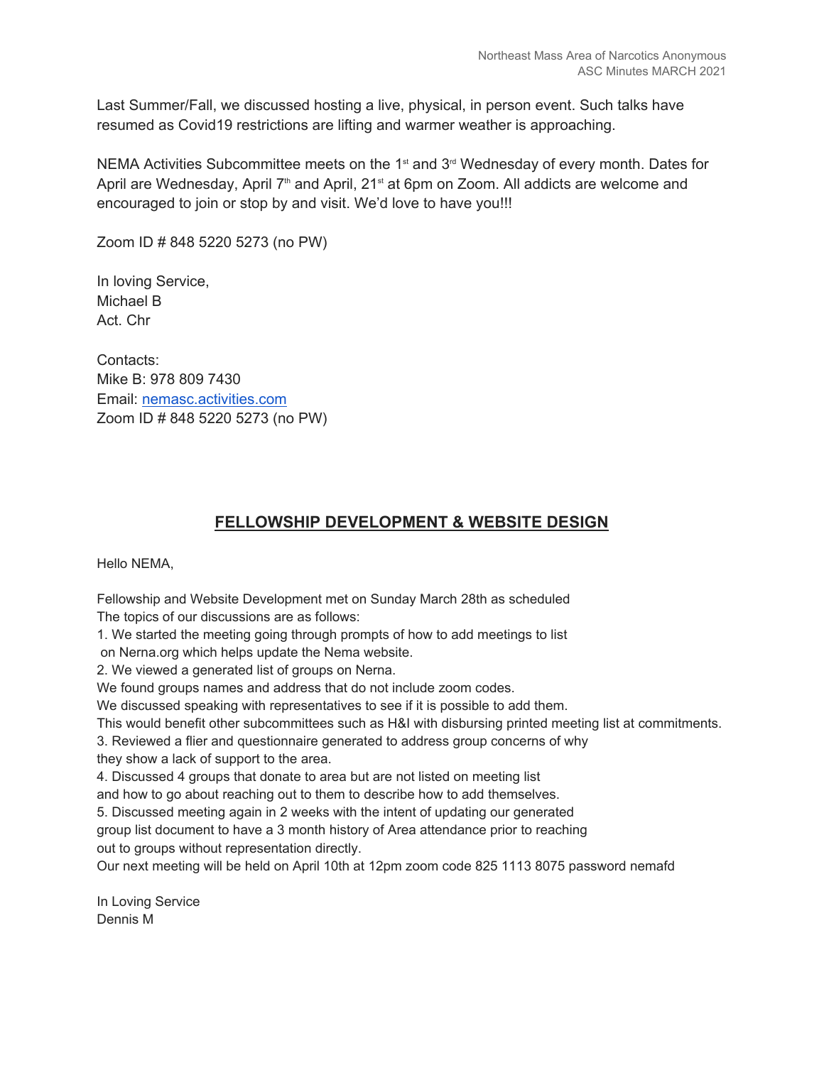Last Summer/Fall, we discussed hosting a live, physical, in person event. Such talks have resumed as Covid19 restrictions are lifting and warmer weather is approaching.

NEMA Activities Subcommittee meets on the 1st and 3rd Wednesday of every month. Dates for April are Wednesday, April 7th and April, 21st at 6pm on Zoom. All addicts are welcome and encouraged to join or stop by and visit. We'd love to have you!!!

Zoom ID # 848 5220 5273 (no PW)

In loving Service,
Michael B
Act. Chr

Contacts:
Mike B: 978 809 7430
Email: nemasc.activities.com
Zoom ID # 848 5220 5273 (no PW)

## FELLOWSHIP DEVELOPMENT & WEBSITE DESIGN

Hello NEMA,

Fellowship and Website Development met on Sunday March 28th as scheduled
The topics of our discussions are as follows:

1. We started the meeting going through prompts of how to add meetings to list on Nerna.org which helps update the Nema website.
2. We viewed a generated list of groups on Nerna.
We found groups names and address that do not include zoom codes.
We discussed speaking with representatives to see if it is possible to add them.
This would benefit other subcommittees such as H&I with disbursing printed meeting list at commitments.
3. Reviewed a flier and questionnaire generated to address group concerns of why they show a lack of support to the area.
4. Discussed 4 groups that donate to area but are not listed on meeting list and how to go about reaching out to them to describe how to add themselves.
5. Discussed meeting again in 2 weeks with the intent of updating our generated group list document to have a 3 month history of Area attendance prior to reaching out to groups without representation directly.

Our next meeting will be held on April 10th at 12pm zoom code 825 1113 8075 password nemafd

In Loving Service
Dennis M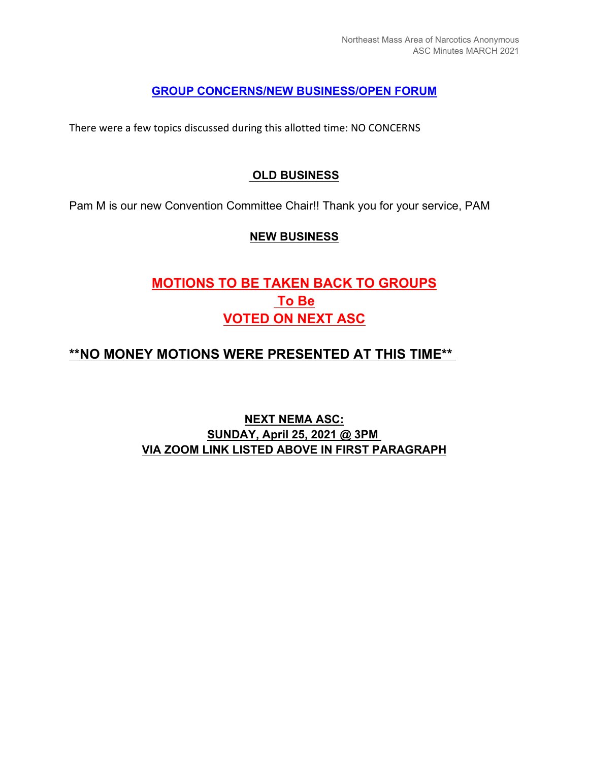## GROUP CONCERNS/NEW BUSINESS/OPEN FORUM

There were a few topics discussed during this allotted time: NO CONCERNS

## OLD BUSINESS

Pam M is our new Convention Committee Chair!! Thank you for your service, PAM

## NEW BUSINESS

## MOTIONS TO BE TAKEN BACK TO GROUPS
## To Be
## VOTED ON NEXT ASC

## **NO MONEY MOTIONS WERE PRESENTED AT THIS TIME**

**NEXT NEMA ASC:**
**SUNDAY, April 25, 2021 @ 3PM**
**VIA ZOOM LINK LISTED ABOVE IN FIRST PARAGRAPH**